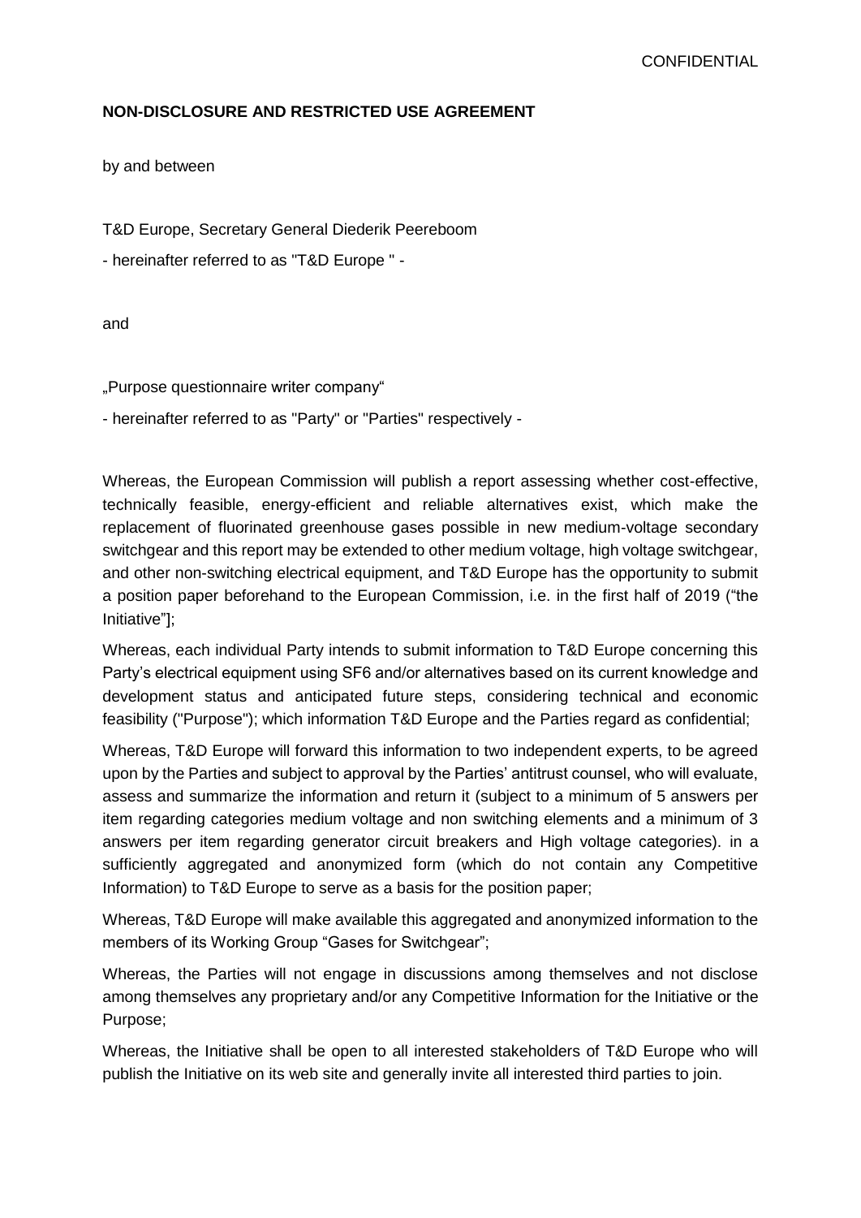CONFIDENTIAL

**NON-DISCLOSURE AND RESTRICTED USE AGREEMENT**

by and between

T&D Europe, Secretary General Diederik Peereboom

- hereinafter referred to as "T&D Europe " -

and

„Purpose questionnaire writer company"

- hereinafter referred to as "Party" or "Parties" respectively -

Whereas, the European Commission will publish a report assessing whether cost-effective, technically feasible, energy-efficient and reliable alternatives exist, which make the replacement of fluorinated greenhouse gases possible in new medium-voltage secondary switchgear and this report may be extended to other medium voltage, high voltage switchgear, and other non-switching electrical equipment, and T&D Europe has the opportunity to submit a position paper beforehand to the European Commission, i.e. in the first half of 2019 ("the Initiative"];

Whereas, each individual Party intends to submit information to T&D Europe concerning this Party's electrical equipment using SF6 and/or alternatives based on its current knowledge and development status and anticipated future steps, considering technical and economic feasibility ("Purpose"); which information T&D Europe and the Parties regard as confidential;

Whereas, T&D Europe will forward this information to two independent experts, to be agreed upon by the Parties and subject to approval by the Parties' antitrust counsel, who will evaluate, assess and summarize the information and return it (subject to a minimum of 5 answers per item regarding categories medium voltage and non switching elements and a minimum of 3 answers per item regarding generator circuit breakers and High voltage categories). in a sufficiently aggregated and anonymized form (which do not contain any Competitive Information) to T&D Europe to serve as a basis for the position paper;

Whereas, T&D Europe will make available this aggregated and anonymized information to the members of its Working Group "Gases for Switchgear";

Whereas, the Parties will not engage in discussions among themselves and not disclose among themselves any proprietary and/or any Competitive Information for the Initiative or the Purpose;

Whereas, the Initiative shall be open to all interested stakeholders of T&D Europe who will publish the Initiative on its web site and generally invite all interested third parties to join.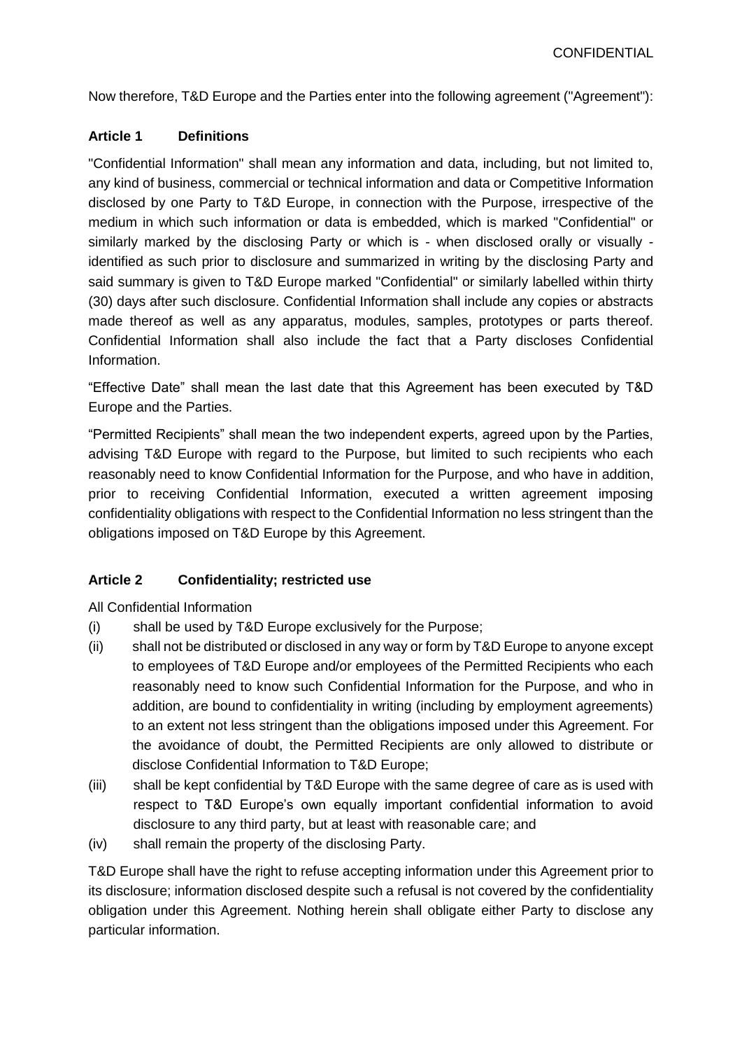Now therefore, T&D Europe and the Parties enter into the following agreement ("Agreement"):

## Article 1 Definitions

"Confidential Information" shall mean any information and data, including, but not limited to, any kind of business, commercial or technical information and data or Competitive Information disclosed by one Party to T&D Europe, in connection with the Purpose, irrespective of the medium in which such information or data is embedded, which is marked "Confidential" or similarly marked by the disclosing Party or which is - when disclosed orally or visually - identified as such prior to disclosure and summarized in writing by the disclosing Party and said summary is given to T&D Europe marked "Confidential" or similarly labelled within thirty (30) days after such disclosure. Confidential Information shall include any copies or abstracts made thereof as well as any apparatus, modules, samples, prototypes or parts thereof. Confidential Information shall also include the fact that a Party discloses Confidential Information.

"Effective Date" shall mean the last date that this Agreement has been executed by T&D Europe and the Parties.

"Permitted Recipients" shall mean the two independent experts, agreed upon by the Parties, advising T&D Europe with regard to the Purpose, but limited to such recipients who each reasonably need to know Confidential Information for the Purpose, and who have in addition, prior to receiving Confidential Information, executed a written agreement imposing confidentiality obligations with respect to the Confidential Information no less stringent than the obligations imposed on T&D Europe by this Agreement.

## Article 2 Confidentiality; restricted use

All Confidential Information

(i) shall be used by T&D Europe exclusively for the Purpose;

(ii) shall not be distributed or disclosed in any way or form by T&D Europe to anyone except to employees of T&D Europe and/or employees of the Permitted Recipients who each reasonably need to know such Confidential Information for the Purpose, and who in addition, are bound to confidentiality in writing (including by employment agreements) to an extent not less stringent than the obligations imposed under this Agreement. For the avoidance of doubt, the Permitted Recipients are only allowed to distribute or disclose Confidential Information to T&D Europe;

(iii) shall be kept confidential by T&D Europe with the same degree of care as is used with respect to T&D Europe's own equally important confidential information to avoid disclosure to any third party, but at least with reasonable care; and

(iv) shall remain the property of the disclosing Party.

T&D Europe shall have the right to refuse accepting information under this Agreement prior to its disclosure; information disclosed despite such a refusal is not covered by the confidentiality obligation under this Agreement. Nothing herein shall obligate either Party to disclose any particular information.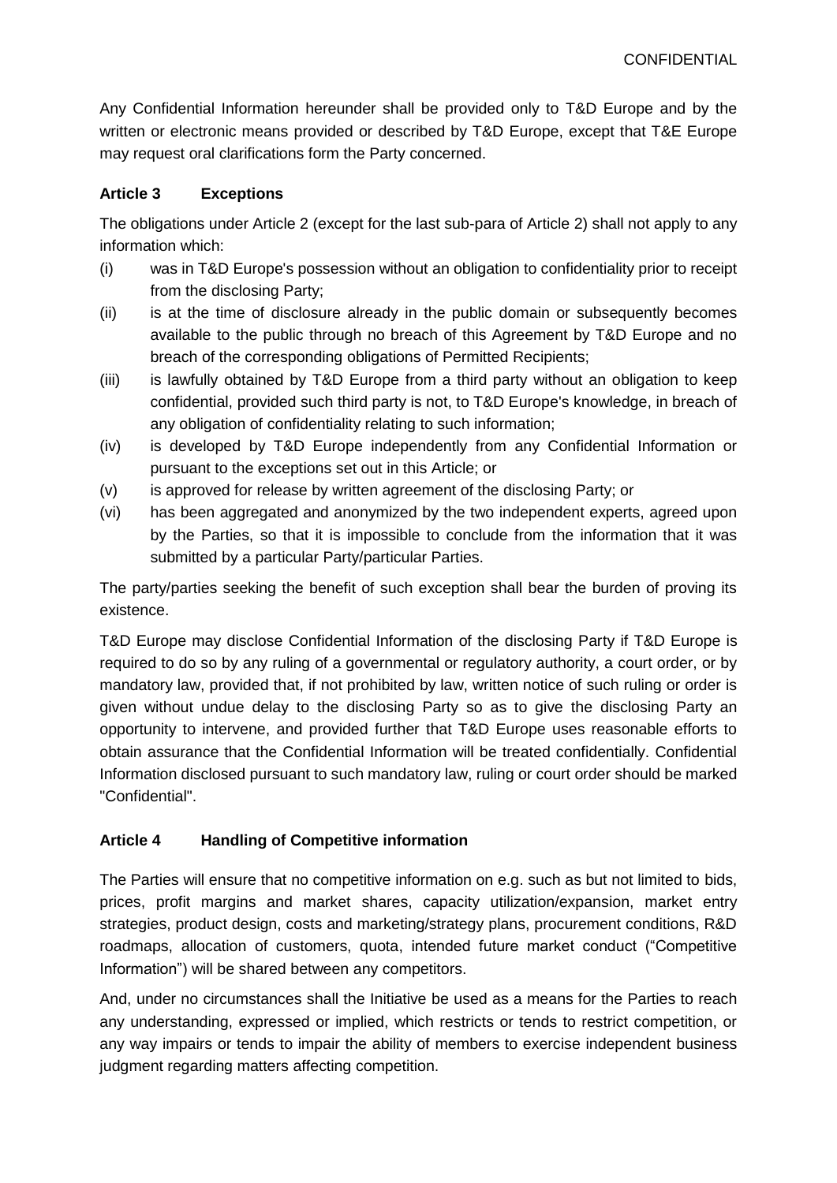Any Confidential Information hereunder shall be provided only to T&D Europe and by the written or electronic means provided or described by T&D Europe, except that T&E Europe may request oral clarifications form the Party concerned.

**Article 3 Exceptions**

The obligations under Article 2 (except for the last sub-para of Article 2) shall not apply to any information which:

(i) was in T&D Europe's possession without an obligation to confidentiality prior to receipt from the disclosing Party;

(ii) is at the time of disclosure already in the public domain or subsequently becomes available to the public through no breach of this Agreement by T&D Europe and no breach of the corresponding obligations of Permitted Recipients;

(iii) is lawfully obtained by T&D Europe from a third party without an obligation to keep confidential, provided such third party is not, to T&D Europe's knowledge, in breach of any obligation of confidentiality relating to such information;

(iv) is developed by T&D Europe independently from any Confidential Information or pursuant to the exceptions set out in this Article; or

(v) is approved for release by written agreement of the disclosing Party; or

(vi) has been aggregated and anonymized by the two independent experts, agreed upon by the Parties, so that it is impossible to conclude from the information that it was submitted by a particular Party/particular Parties.

The party/parties seeking the benefit of such exception shall bear the burden of proving its existence.

T&D Europe may disclose Confidential Information of the disclosing Party if T&D Europe is required to do so by any ruling of a governmental or regulatory authority, a court order, or by mandatory law, provided that, if not prohibited by law, written notice of such ruling or order is given without undue delay to the disclosing Party so as to give the disclosing Party an opportunity to intervene, and provided further that T&D Europe uses reasonable efforts to obtain assurance that the Confidential Information will be treated confidentially. Confidential Information disclosed pursuant to such mandatory law, ruling or court order should be marked "Confidential".

**Article 4 Handling of Competitive information**

The Parties will ensure that no competitive information on e.g. such as but not limited to bids, prices, profit margins and market shares, capacity utilization/expansion, market entry strategies, product design, costs and marketing/strategy plans, procurement conditions, R&D roadmaps, allocation of customers, quota, intended future market conduct ("Competitive Information") will be shared between any competitors.

And, under no circumstances shall the Initiative be used as a means for the Parties to reach any understanding, expressed or implied, which restricts or tends to restrict competition, or any way impairs or tends to impair the ability of members to exercise independent business judgment regarding matters affecting competition.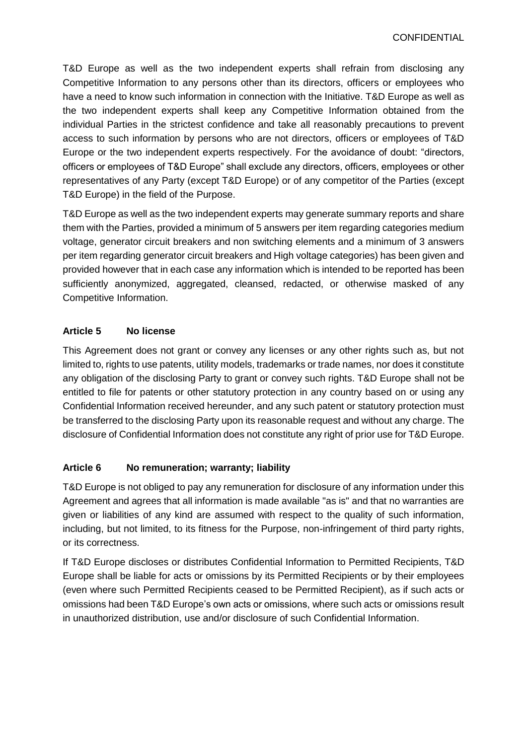T&D Europe as well as the two independent experts shall refrain from disclosing any Competitive Information to any persons other than its directors, officers or employees who have a need to know such information in connection with the Initiative. T&D Europe as well as the two independent experts shall keep any Competitive Information obtained from the individual Parties in the strictest confidence and take all reasonably precautions to prevent access to such information by persons who are not directors, officers or employees of T&D Europe or the two independent experts respectively. For the avoidance of doubt: "directors, officers or employees of T&D Europe" shall exclude any directors, officers, employees or other representatives of any Party (except T&D Europe) or of any competitor of the Parties (except T&D Europe) in the field of the Purpose.

T&D Europe as well as the two independent experts may generate summary reports and share them with the Parties, provided a minimum of 5 answers per item regarding categories medium voltage, generator circuit breakers and non switching elements and a minimum of 3 answers per item regarding generator circuit breakers and High voltage categories) has been given and provided however that in each case any information which is intended to be reported has been sufficiently anonymized, aggregated, cleansed, redacted, or otherwise masked of any Competitive Information.

### Article 5 No license

This Agreement does not grant or convey any licenses or any other rights such as, but not limited to, rights to use patents, utility models, trademarks or trade names, nor does it constitute any obligation of the disclosing Party to grant or convey such rights. T&D Europe shall not be entitled to file for patents or other statutory protection in any country based on or using any Confidential Information received hereunder, and any such patent or statutory protection must be transferred to the disclosing Party upon its reasonable request and without any charge. The disclosure of Confidential Information does not constitute any right of prior use for T&D Europe.

### Article 6 No remuneration; warranty; liability

T&D Europe is not obliged to pay any remuneration for disclosure of any information under this Agreement and agrees that all information is made available "as is" and that no warranties are given or liabilities of any kind are assumed with respect to the quality of such information, including, but not limited, to its fitness for the Purpose, non-infringement of third party rights, or its correctness.

If T&D Europe discloses or distributes Confidential Information to Permitted Recipients, T&D Europe shall be liable for acts or omissions by its Permitted Recipients or by their employees (even where such Permitted Recipients ceased to be Permitted Recipient), as if such acts or omissions had been T&D Europe's own acts or omissions, where such acts or omissions result in unauthorized distribution, use and/or disclosure of such Confidential Information.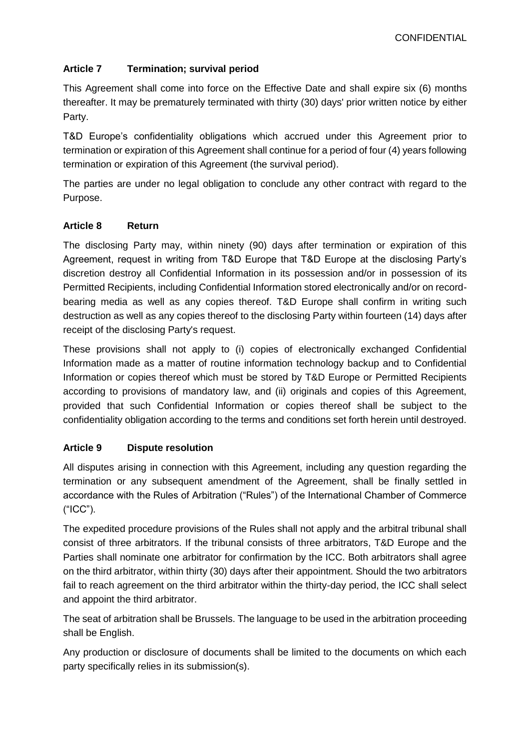### Article 7 Termination; survival period

This Agreement shall come into force on the Effective Date and shall expire six (6) months thereafter. It may be prematurely terminated with thirty (30) days' prior written notice by either Party.

T&D Europe's confidentiality obligations which accrued under this Agreement prior to termination or expiration of this Agreement shall continue for a period of four (4) years following termination or expiration of this Agreement (the survival period).

The parties are under no legal obligation to conclude any other contract with regard to the Purpose.

### Article 8 Return

The disclosing Party may, within ninety (90) days after termination or expiration of this Agreement, request in writing from T&D Europe that T&D Europe at the disclosing Party's discretion destroy all Confidential Information in its possession and/or in possession of its Permitted Recipients, including Confidential Information stored electronically and/or on record-bearing media as well as any copies thereof. T&D Europe shall confirm in writing such destruction as well as any copies thereof to the disclosing Party within fourteen (14) days after receipt of the disclosing Party's request.

These provisions shall not apply to (i) copies of electronically exchanged Confidential Information made as a matter of routine information technology backup and to Confidential Information or copies thereof which must be stored by T&D Europe or Permitted Recipients according to provisions of mandatory law, and (ii) originals and copies of this Agreement, provided that such Confidential Information or copies thereof shall be subject to the confidentiality obligation according to the terms and conditions set forth herein until destroyed.

### Article 9 Dispute resolution

All disputes arising in connection with this Agreement, including any question regarding the termination or any subsequent amendment of the Agreement, shall be finally settled in accordance with the Rules of Arbitration ("Rules") of the International Chamber of Commerce ("ICC").

The expedited procedure provisions of the Rules shall not apply and the arbitral tribunal shall consist of three arbitrators. If the tribunal consists of three arbitrators, T&D Europe and the Parties shall nominate one arbitrator for confirmation by the ICC. Both arbitrators shall agree on the third arbitrator, within thirty (30) days after their appointment. Should the two arbitrators fail to reach agreement on the third arbitrator within the thirty-day period, the ICC shall select and appoint the third arbitrator.

The seat of arbitration shall be Brussels. The language to be used in the arbitration proceeding shall be English.

Any production or disclosure of documents shall be limited to the documents on which each party specifically relies in its submission(s).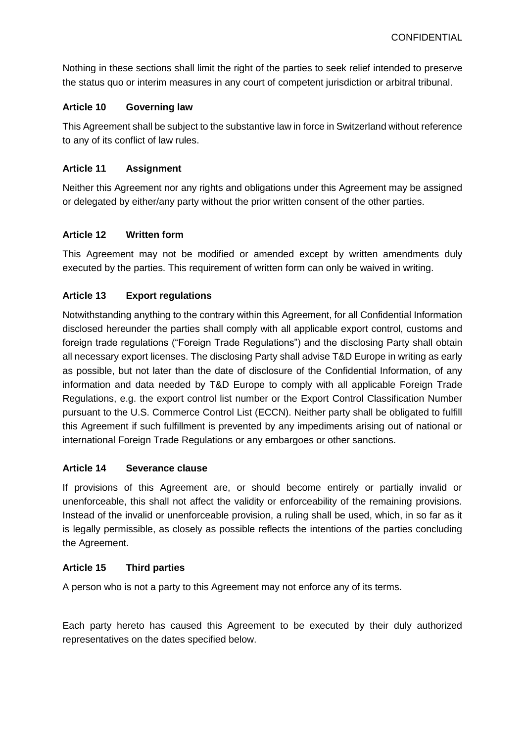Nothing in these sections shall limit the right of the parties to seek relief intended to preserve the status quo or interim measures in any court of competent jurisdiction or arbitral tribunal.

### Article 10 Governing law

This Agreement shall be subject to the substantive law in force in Switzerland without reference to any of its conflict of law rules.

### Article 11 Assignment

Neither this Agreement nor any rights and obligations under this Agreement may be assigned or delegated by either/any party without the prior written consent of the other parties.

### Article 12 Written form

This Agreement may not be modified or amended except by written amendments duly executed by the parties. This requirement of written form can only be waived in writing.

### Article 13 Export regulations

Notwithstanding anything to the contrary within this Agreement, for all Confidential Information disclosed hereunder the parties shall comply with all applicable export control, customs and foreign trade regulations ("Foreign Trade Regulations") and the disclosing Party shall obtain all necessary export licenses. The disclosing Party shall advise T&D Europe in writing as early as possible, but not later than the date of disclosure of the Confidential Information, of any information and data needed by T&D Europe to comply with all applicable Foreign Trade Regulations, e.g. the export control list number or the Export Control Classification Number pursuant to the U.S. Commerce Control List (ECCN). Neither party shall be obligated to fulfill this Agreement if such fulfillment is prevented by any impediments arising out of national or international Foreign Trade Regulations or any embargoes or other sanctions.

### Article 14 Severance clause

If provisions of this Agreement are, or should become entirely or partially invalid or unenforceable, this shall not affect the validity or enforceability of the remaining provisions. Instead of the invalid or unenforceable provision, a ruling shall be used, which, in so far as it is legally permissible, as closely as possible reflects the intentions of the parties concluding the Agreement.

### Article 15 Third parties

A person who is not a party to this Agreement may not enforce any of its terms.

Each party hereto has caused this Agreement to be executed by their duly authorized representatives on the dates specified below.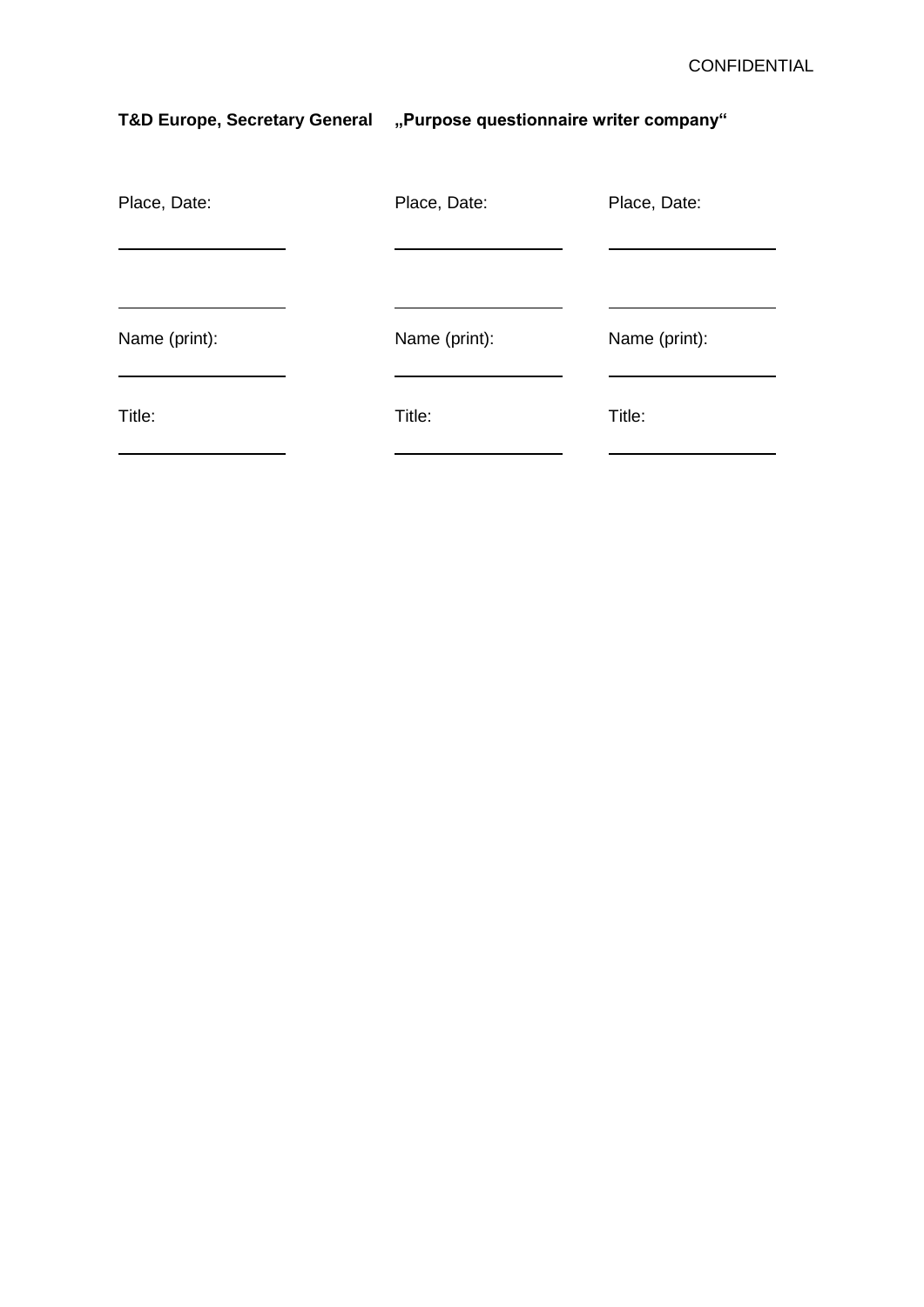CONFIDENTIAL

**T&D Europe, Secretary General** **„Purpose questionnaire writer company"**

| | | |
|---|---|---|
| Place, Date: | Place, Date: | Place, Date: |
| ______________ | ______________ | ______________ |
| ______________ | ______________ | ______________ |
| Name (print): | Name (print): | Name (print): |
| ______________ | ______________ | ______________ |
| Title: | Title: | Title: |
| ______________ | ______________ | ______________ |